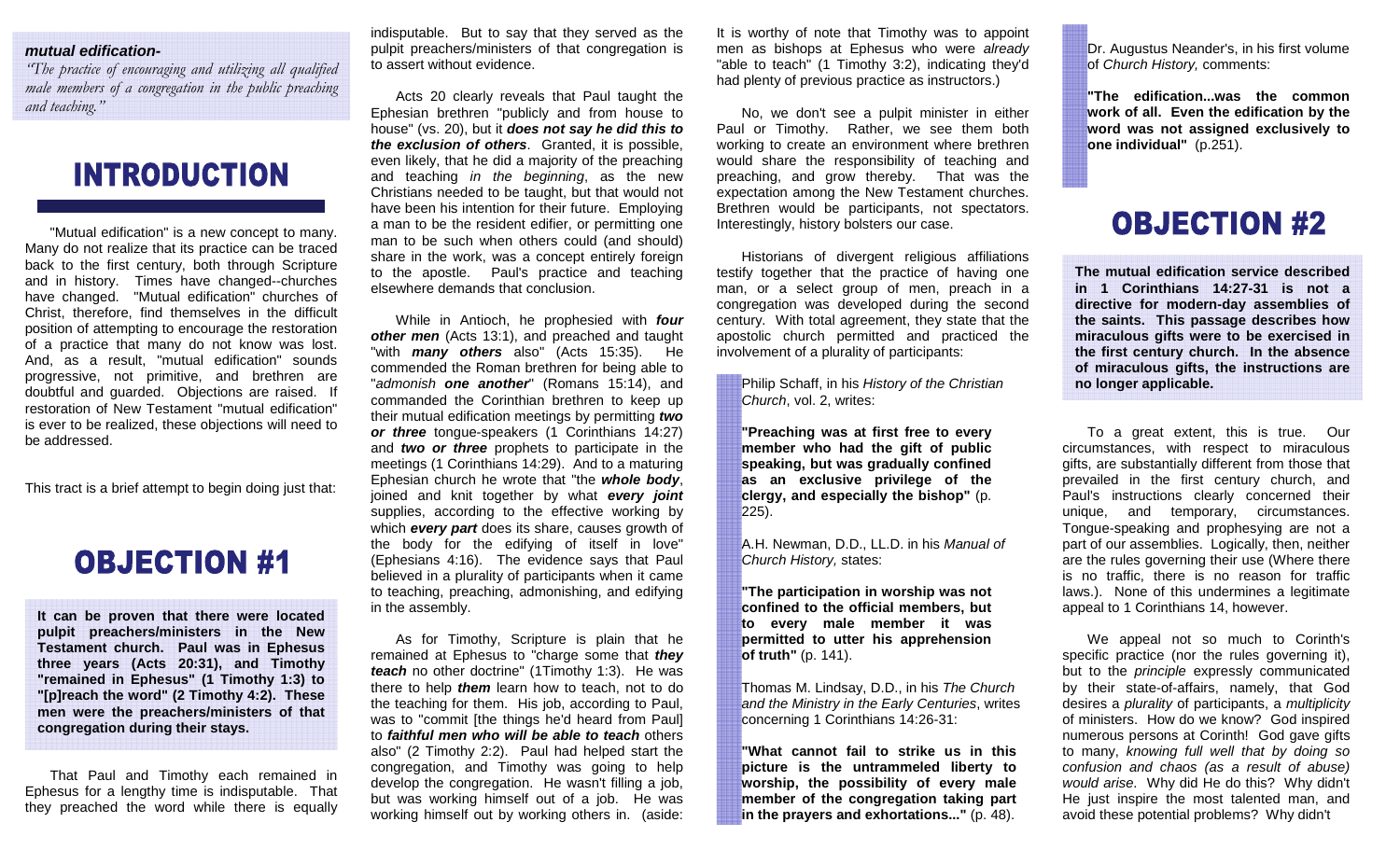***mutual edification-***

*"The practice of encouraging and utilizing all qualified male members of a congregation in the public preaching and teaching."*

# INTRODUCTION

"Mutual edification" is a new concept to many. Many do not realize that its practice can be traced back to the first century, both through Scripture and in history. Times have changed--churches have changed. "Mutual edification" churches of Christ, therefore, find themselves in the difficult position of attempting to encourage the restoration of a practice that many do not know was lost. And, as a result, "mutual edification" sounds progressive, not primitive, and brethren are doubtful and guarded. Objections are raised. If restoration of New Testament "mutual edification" is ever to be realized, these objections will need to be addressed.

This tract is a brief attempt to begin doing just that:

# OBJECTION #1

**It can be proven that there were located pulpit preachers/ministers in the New Testament church. Paul was in Ephesus three years (Acts 20:31), and Timothy "remained in Ephesus" (1 Timothy 1:3) to "[p]reach the word" (2 Timothy 4:2). These men were the preachers/ministers of that congregation during their stays.**

That Paul and Timothy each remained in Ephesus for a lengthy time is indisputable. That they preached the word while there is equally indisputable. But to say that they served as the pulpit preachers/ministers of that congregation is to assert without evidence.

Acts 20 clearly reveals that Paul taught the Ephesian brethren "publicly and from house to house" (vs. 20), but it ***does not say he did this to the exclusion of others***. Granted, it is possible, even likely, that he did a majority of the preaching and teaching *in the beginning*, as the new Christians needed to be taught, but that would not have been his intention for their future. Employing a man to be the resident edifier, or permitting one man to be such when others could (and should) share in the work, was a concept entirely foreign to the apostle. Paul's practice and teaching elsewhere demands that conclusion.

While in Antioch, he prophesied with ***four other men*** (Acts 13:1), and preached and taught "with ***many others*** also" (Acts 15:35). He commended the Roman brethren for being able to "*admonish* ***one another***" (Romans 15:14), and commanded the Corinthian brethren to keep up their mutual edification meetings by permitting ***two or three*** tongue-speakers (1 Corinthians 14:27) and ***two or three*** prophets to participate in the meetings (1 Corinthians 14:29). And to a maturing Ephesian church he wrote that "the ***whole body***, joined and knit together by what ***every joint*** supplies, according to the effective working by which ***every part*** does its share, causes growth of the body for the edifying of itself in love" (Ephesians 4:16). The evidence says that Paul believed in a plurality of participants when it came to teaching, preaching, admonishing, and edifying in the assembly.

As for Timothy, Scripture is plain that he remained at Ephesus to "charge some that ***they teach*** no other doctrine" (1Timothy 1:3). He was there to help ***them*** learn how to teach, not to do the teaching for them. His job, according to Paul, was to "commit [the things he'd heard from Paul] to ***faithful men who will be able to teach*** others also" (2 Timothy 2:2). Paul had helped start the congregation, and Timothy was going to help develop the congregation. He wasn't filling a job, but was working himself out of a job. He was working himself out by working others in. (aside: It is worthy of note that Timothy was to appoint men as bishops at Ephesus who were *already* "able to teach" (1 Timothy 3:2), indicating they'd had plenty of previous practice as instructors.)

No, we don't see a pulpit minister in either Paul or Timothy. Rather, we see them both working to create an environment where brethren would share the responsibility of teaching and preaching, and grow thereby. That was the expectation among the New Testament churches. Brethren would be participants, not spectators. Interestingly, history bolsters our case.

Historians of divergent religious affiliations testify together that the practice of having one man, or a select group of men, preach in a congregation was developed during the second century. With total agreement, they state that the apostolic church permitted and practiced the involvement of a plurality of participants:

> Philip Schaff, in his *History of the Christian Church*, vol. 2, writes:
>
> **"Preaching was at first free to every member who had the gift of public speaking, but was gradually confined as an exclusive privilege of the clergy, and especially the bishop"** (p. 225).
>
> A.H. Newman, D.D., LL.D. in his *Manual of Church History,* states:
>
> **"The participation in worship was not confined to the official members, but to every male member it was permitted to utter his apprehension of truth"** (p. 141).
>
> Thomas M. Lindsay, D.D., in his *The Church and the Ministry in the Early Centuries*, writes concerning 1 Corinthians 14:26-31:
>
> **"What cannot fail to strike us in this picture is the untrammeled liberty to worship, the possibility of every male member of the congregation taking part in the prayers and exhortations..."** (p. 48).
>
> Dr. Augustus Neander's, in his first volume of *Church History,* comments:
>
> **"The edification...was the common work of all. Even the edification by the word was not assigned exclusively to one individual"** (p.251).

# OBJECTION #2

**The mutual edification service described in 1 Corinthians 14:27-31 is not a directive for modern-day assemblies of the saints. This passage describes how miraculous gifts were to be exercised in the first century church. In the absence of miraculous gifts, the instructions are no longer applicable.**

To a great extent, this is true. Our circumstances, with respect to miraculous gifts, are substantially different from those that prevailed in the first century church, and Paul's instructions clearly concerned their unique, and temporary, circumstances. Tongue-speaking and prophesying are not a part of our assemblies. Logically, then, neither are the rules governing their use (Where there is no traffic, there is no reason for traffic laws.). None of this undermines a legitimate appeal to 1 Corinthians 14, however.

We appeal not so much to Corinth's specific practice (nor the rules governing it), but to the *principle* expressly communicated by their state-of-affairs, namely, that God desires a *plurality* of participants, a *multiplicity* of ministers. How do we know? God inspired numerous persons at Corinth! God gave gifts to many, *knowing full well that by doing so confusion and chaos (as a result of abuse) would arise*. Why did He do this? Why didn't He just inspire the most talented man, and avoid these potential problems? Why didn't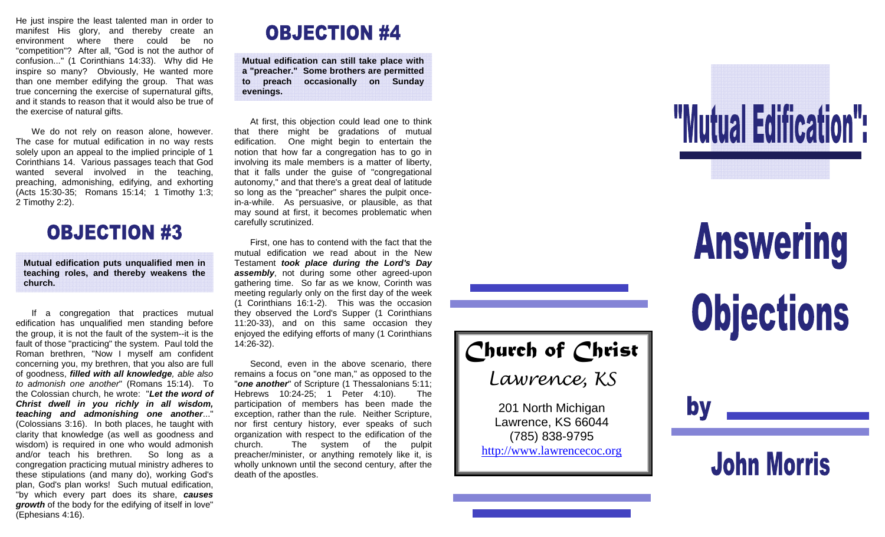He just inspire the least talented man in order to manifest His glory, and thereby create an environment where there could be no "competition"? After all, "God is not the author of confusion..." (1 Corinthians 14:33). Why did He inspire so many? Obviously, He wanted more than one member edifying the group. That was true concerning the exercise of supernatural gifts, and it stands to reason that it would also be true of the exercise of natural gifts.

We do not rely on reason alone, however. The case for mutual edification in no way rests solely upon an appeal to the implied principle of 1 Corinthians 14. Various passages teach that God wanted several involved in the teaching, preaching, admonishing, edifying, and exhorting (Acts 15:30-35; Romans 15:14; 1 Timothy 1:3; 2 Timothy 2:2).

## OBJECTION #3

**Mutual edification puts unqualified men in teaching roles, and thereby weakens the church.**

If a congregation that practices mutual edification has unqualified men standing before the group, it is not the fault of the system--it is the fault of those "practicing" the system. Paul told the Roman brethren, "Now I myself am confident concerning you, my brethren, that you also are full of goodness, ***filled with all knowledge****, able also to admonish one another*" (Romans 15:14). To the Colossian church, he wrote: "***Let the word of Christ dwell in you richly in all wisdom, teaching and admonishing one another***..." (Colossians 3:16). In both places, he taught with clarity that knowledge (as well as goodness and wisdom) is required in one who would admonish and/or teach his brethren. So long as a congregation practicing mutual ministry adheres to these stipulations (and many do), working God's plan, God's plan works! Such mutual edification, "by which every part does its share, ***causes growth*** of the body for the edifying of itself in love" (Ephesians 4:16).

## OBJECTION #4

**Mutual edification can still take place with a "preacher." Some brothers are permitted to preach occasionally on Sunday evenings.**

At first, this objection could lead one to think that there might be gradations of mutual edification. One might begin to entertain the notion that how far a congregation has to go in involving its male members is a matter of liberty, that it falls under the guise of "congregational autonomy," and that there's a great deal of latitude so long as the "preacher" shares the pulpit once-in-a-while. As persuasive, or plausible, as that may sound at first, it becomes problematic when carefully scrutinized.

First, one has to contend with the fact that the mutual edification we read about in the New Testament ***took place during the Lord's Day assembly***, not during some other agreed-upon gathering time. So far as we know, Corinth was meeting regularly only on the first day of the week (1 Corinthians 16:1-2). This was the occasion they observed the Lord's Supper (1 Corinthians 11:20-33), and on this same occasion they enjoyed the edifying efforts of many (1 Corinthians 14:26-32).

Second, even in the above scenario, there remains a focus on "one man," as opposed to the "***one another***" of Scripture (1 Thessalonians 5:11; Hebrews 10:24-25; 1 Peter 4:10). The participation of members has been made the exception, rather than the rule. Neither Scripture, nor first century history, ever speaks of such organization with respect to the edification of the church. The system of the pulpit preacher/minister, or anything remotely like it, is wholly unknown until the second century, after the death of the apostles.

**Church of Christ**

*Lawrence, KS*

201 North Michigan
Lawrence, KS 66044
(785) 838-9795
http://www.lawrencecoc.org

# "Mutual Edification": Answering Objections

by

**John Morris**